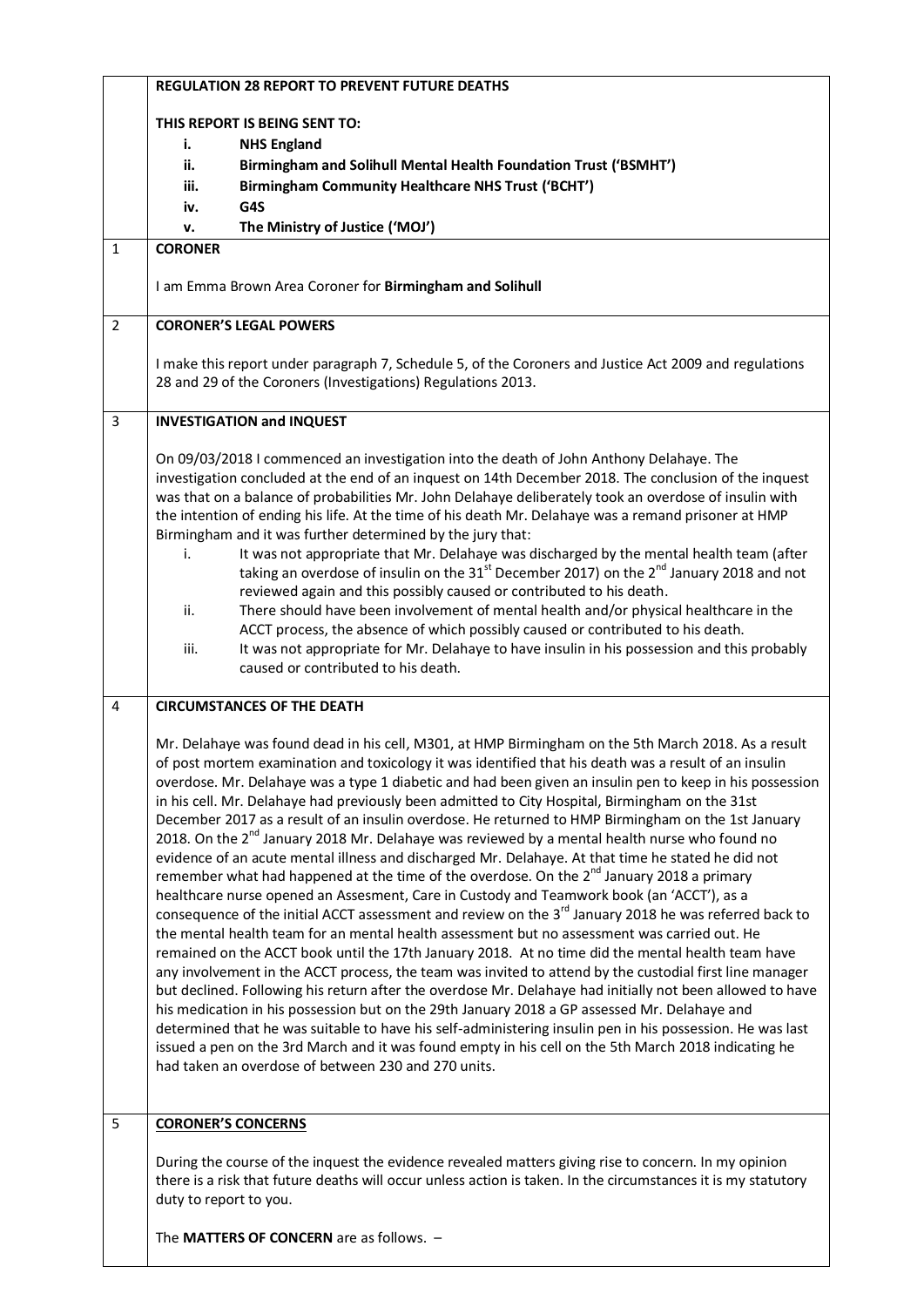**REGULATION 28 REPORT TO PREVENT FUTURE DEATHS**

**THIS REPORT IS BEING SENT TO:**

- i. **NHS England**
- ii. **Birmingham and Solihull Mental Health Foundation Trust ('BSMHT')**
- iii. **Birmingham Community Healthcare NHS Trust ('BCHT')**
- iv. **G4S**
- v. **The Ministry of Justice ('MOJ')**

## 1 CORONER

I am Emma Brown Area Coroner for **Birmingham and Solihull**

## 2 CORONER'S LEGAL POWERS

I make this report under paragraph 7, Schedule 5, of the Coroners and Justice Act 2009 and regulations 28 and 29 of the Coroners (Investigations) Regulations 2013.

## 3 INVESTIGATION and INQUEST

On 09/03/2018 I commenced an investigation into the death of John Anthony Delahaye. The investigation concluded at the end of an inquest on 14th December 2018. The conclusion of the inquest was that on a balance of probabilities Mr. John Delahaye deliberately took an overdose of insulin with the intention of ending his life. At the time of his death Mr. Delahaye was a remand prisoner at HMP Birmingham and it was further determined by the jury that:

- i. It was not appropriate that Mr. Delahaye was discharged by the mental health team (after taking an overdose of insulin on the 31st December 2017) on the 2nd January 2018 and not reviewed again and this possibly caused or contributed to his death.
- ii. There should have been involvement of mental health and/or physical healthcare in the ACCT process, the absence of which possibly caused or contributed to his death.
- iii. It was not appropriate for Mr. Delahaye to have insulin in his possession and this probably caused or contributed to his death.

## 4 CIRCUMSTANCES OF THE DEATH

Mr. Delahaye was found dead in his cell, M301, at HMP Birmingham on the 5th March 2018. As a result of post mortem examination and toxicology it was identified that his death was a result of an insulin overdose. Mr. Delahaye was a type 1 diabetic and had been given an insulin pen to keep in his possession in his cell. Mr. Delahaye had previously been admitted to City Hospital, Birmingham on the 31st December 2017 as a result of an insulin overdose. He returned to HMP Birmingham on the 1st January 2018. On the 2nd January 2018 Mr. Delahaye was reviewed by a mental health nurse who found no evidence of an acute mental illness and discharged Mr. Delahaye. At that time he stated he did not remember what had happened at the time of the overdose. On the 2nd January 2018 a primary healthcare nurse opened an Assesment, Care in Custody and Teamwork book (an 'ACCT'), as a consequence of the initial ACCT assessment and review on the 3rd January 2018 he was referred back to the mental health team for an mental health assessment but no assessment was carried out. He remained on the ACCT book until the 17th January 2018. At no time did the mental health team have any involvement in the ACCT process, the team was invited to attend by the custodial first line manager but declined. Following his return after the overdose Mr. Delahaye had initially not been allowed to have his medication in his possession but on the 29th January 2018 a GP assessed Mr. Delahaye and determined that he was suitable to have his self-administering insulin pen in his possession. He was last issued a pen on the 3rd March and it was found empty in his cell on the 5th March 2018 indicating he had taken an overdose of between 230 and 270 units.

## 5 CORONER'S CONCERNS

During the course of the inquest the evidence revealed matters giving rise to concern. In my opinion there is a risk that future deaths will occur unless action is taken. In the circumstances it is my statutory duty to report to you.

The **MATTERS OF CONCERN** are as follows. –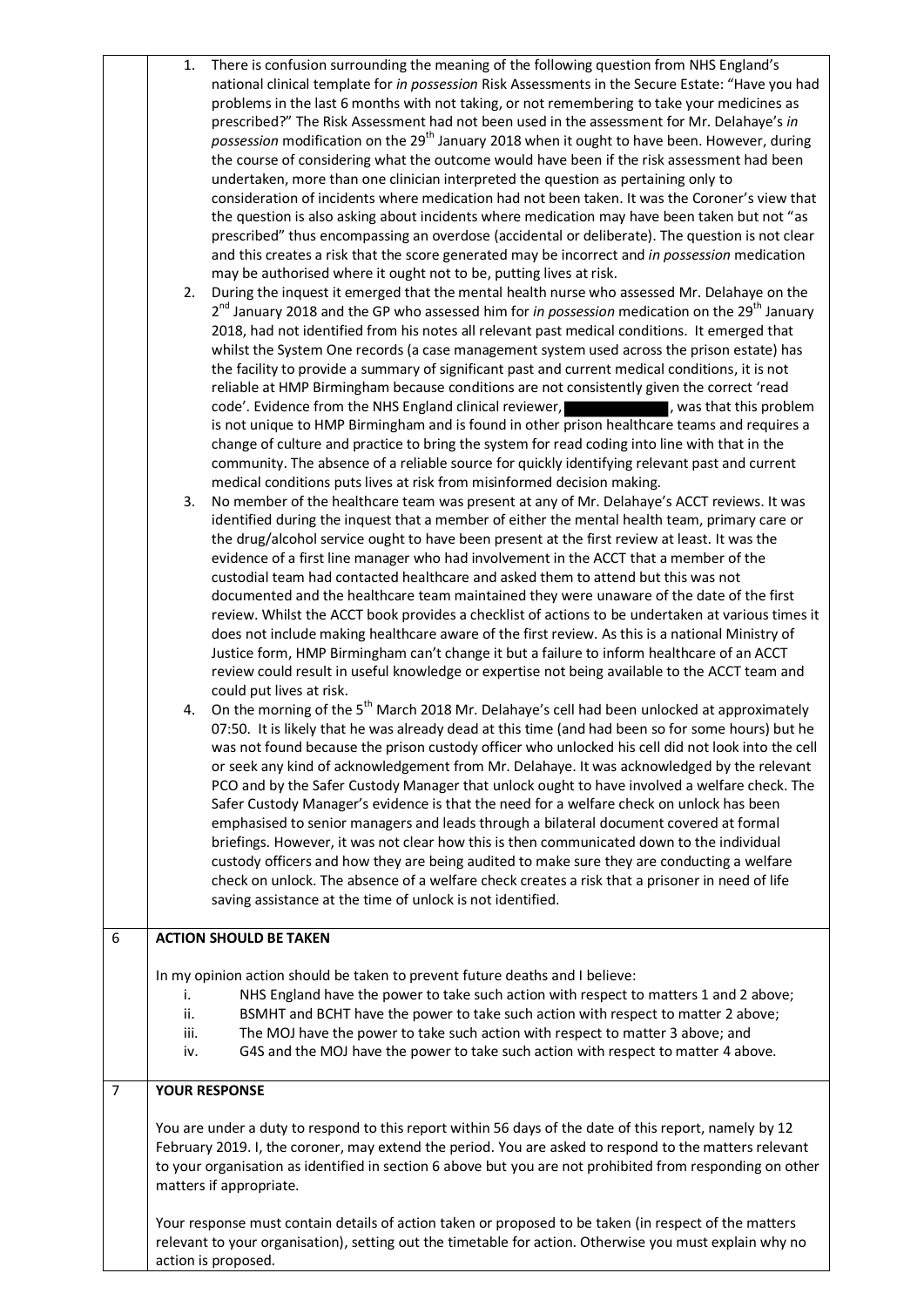1. There is confusion surrounding the meaning of the following question from NHS England's national clinical template for *in possession* Risk Assessments in the Secure Estate: "Have you had problems in the last 6 months with not taking, or not remembering to take your medicines as prescribed?" The Risk Assessment had not been used in the assessment for Mr. Delahaye's *in possession* modification on the 29th January 2018 when it ought to have been. However, during the course of considering what the outcome would have been if the risk assessment had been undertaken, more than one clinician interpreted the question as pertaining only to consideration of incidents where medication had not been taken. It was the Coroner's view that the question is also asking about incidents where medication may have been taken but not "as prescribed" thus encompassing an overdose (accidental or deliberate). The question is not clear and this creates a risk that the score generated may be incorrect and *in possession* medication may be authorised where it ought not to be, putting lives at risk.
2. During the inquest it emerged that the mental health nurse who assessed Mr. Delahaye on the 2nd January 2018 and the GP who assessed him for *in possession* medication on the 29th January 2018, had not identified from his notes all relevant past medical conditions. It emerged that whilst the System One records (a case management system used across the prison estate) has the facility to provide a summary of significant past and current medical conditions, it is not reliable at HMP Birmingham because conditions are not consistently given the correct 'read code'. Evidence from the NHS England clinical reviewer, [REDACTED], was that this problem is not unique to HMP Birmingham and is found in other prison healthcare teams and requires a change of culture and practice to bring the system for read coding into line with that in the community. The absence of a reliable source for quickly identifying relevant past and current medical conditions puts lives at risk from misinformed decision making.
3. No member of the healthcare team was present at any of Mr. Delahaye's ACCT reviews. It was identified during the inquest that a member of either the mental health team, primary care or the drug/alcohol service ought to have been present at the first review at least. It was the evidence of a first line manager who had involvement in the ACCT that a member of the custodial team had contacted healthcare and asked them to attend but this was not documented and the healthcare team maintained they were unaware of the date of the first review. Whilst the ACCT book provides a checklist of actions to be undertaken at various times it does not include making healthcare aware of the first review. As this is a national Ministry of Justice form, HMP Birmingham can't change it but a failure to inform healthcare of an ACCT review could result in useful knowledge or expertise not being available to the ACCT team and could put lives at risk.
4. On the morning of the 5th March 2018 Mr. Delahaye's cell had been unlocked at approximately 07:50. It is likely that he was already dead at this time (and had been so for some hours) but he was not found because the prison custody officer who unlocked his cell did not look into the cell or seek any kind of acknowledgement from Mr. Delahaye. It was acknowledged by the relevant PCO and by the Safer Custody Manager that unlock ought to have involved a welfare check. The Safer Custody Manager's evidence is that the need for a welfare check on unlock has been emphasised to senior managers and leads through a bilateral document covered at formal briefings. However, it was not clear how this is then communicated down to the individual custody officers and how they are being audited to make sure they are conducting a welfare check on unlock. The absence of a welfare check creates a risk that a prisoner in need of life saving assistance at the time of unlock is not identified.

## 6 ACTION SHOULD BE TAKEN

In my opinion action should be taken to prevent future deaths and I believe:

i. NHS England have the power to take such action with respect to matters 1 and 2 above;
ii. BSMHT and BCHT have the power to take such action with respect to matter 2 above;
iii. The MOJ have the power to take such action with respect to matter 3 above; and
iv. G4S and the MOJ have the power to take such action with respect to matter 4 above.

## 7 YOUR RESPONSE

You are under a duty to respond to this report within 56 days of the date of this report, namely by 12 February 2019. I, the coroner, may extend the period. You are asked to respond to the matters relevant to your organisation as identified in section 6 above but you are not prohibited from responding on other matters if appropriate.

Your response must contain details of action taken or proposed to be taken (in respect of the matters relevant to your organisation), setting out the timetable for action. Otherwise you must explain why no action is proposed.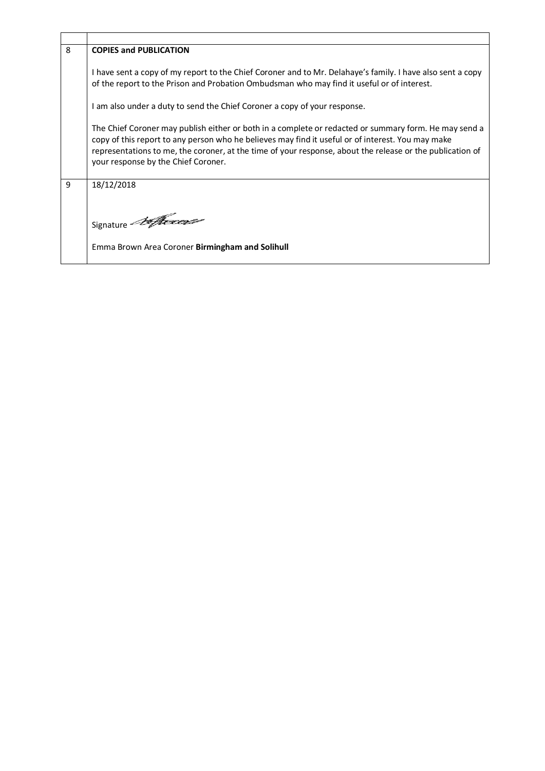| | |
|---|---|
| 8 | **COPIES and PUBLICATION**<br><br>I have sent a copy of my report to the Chief Coroner and to Mr. Delahaye's family. I have also sent a copy of the report to the Prison and Probation Ombudsman who may find it useful or of interest.<br><br>I am also under a duty to send the Chief Coroner a copy of your response.<br><br>The Chief Coroner may publish either or both in a complete or redacted or summary form. He may send a copy of this report to any person who he believes may find it useful or of interest. You may make representations to me, the coroner, at the time of your response, about the release or the publication of your response by the Chief Coroner. |
| 9 | 18/12/2018<br><br>Signature<br><br>Emma Brown Area Coroner **Birmingham and Solihull** |